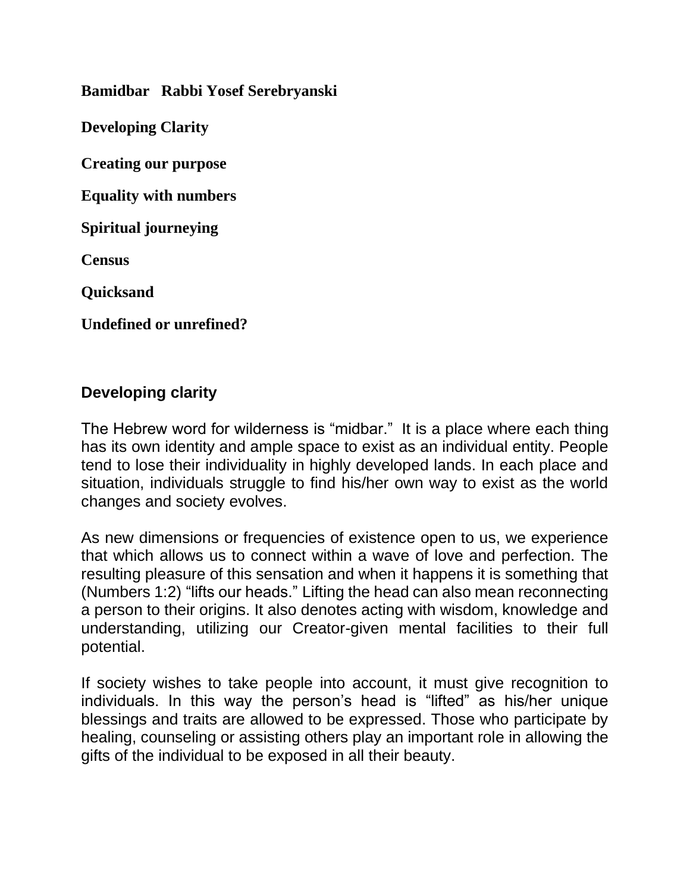**Bamidbar   Rabbi Yosef Serebryanski**

**Developing Clarity**

**Creating our purpose**

**Equality with numbers**

**Spiritual journeying**

**Census**

**Quicksand**

**Undefined or unrefined?**

## Developing clarity

The Hebrew word for wilderness is "midbar." It is a place where each thing has its own identity and ample space to exist as an individual entity. People tend to lose their individuality in highly developed lands. In each place and situation, individuals struggle to find his/her own way to exist as the world changes and society evolves.

As new dimensions or frequencies of existence open to us, we experience that which allows us to connect within a wave of love and perfection. The resulting pleasure of this sensation and when it happens it is something that (Numbers 1:2) "lifts our heads." Lifting the head can also mean reconnecting a person to their origins. It also denotes acting with wisdom, knowledge and understanding, utilizing our Creator-given mental facilities to their full potential.

If society wishes to take people into account, it must give recognition to individuals. In this way the person's head is "lifted" as his/her unique blessings and traits are allowed to be expressed. Those who participate by healing, counseling or assisting others play an important role in allowing the gifts of the individual to be exposed in all their beauty.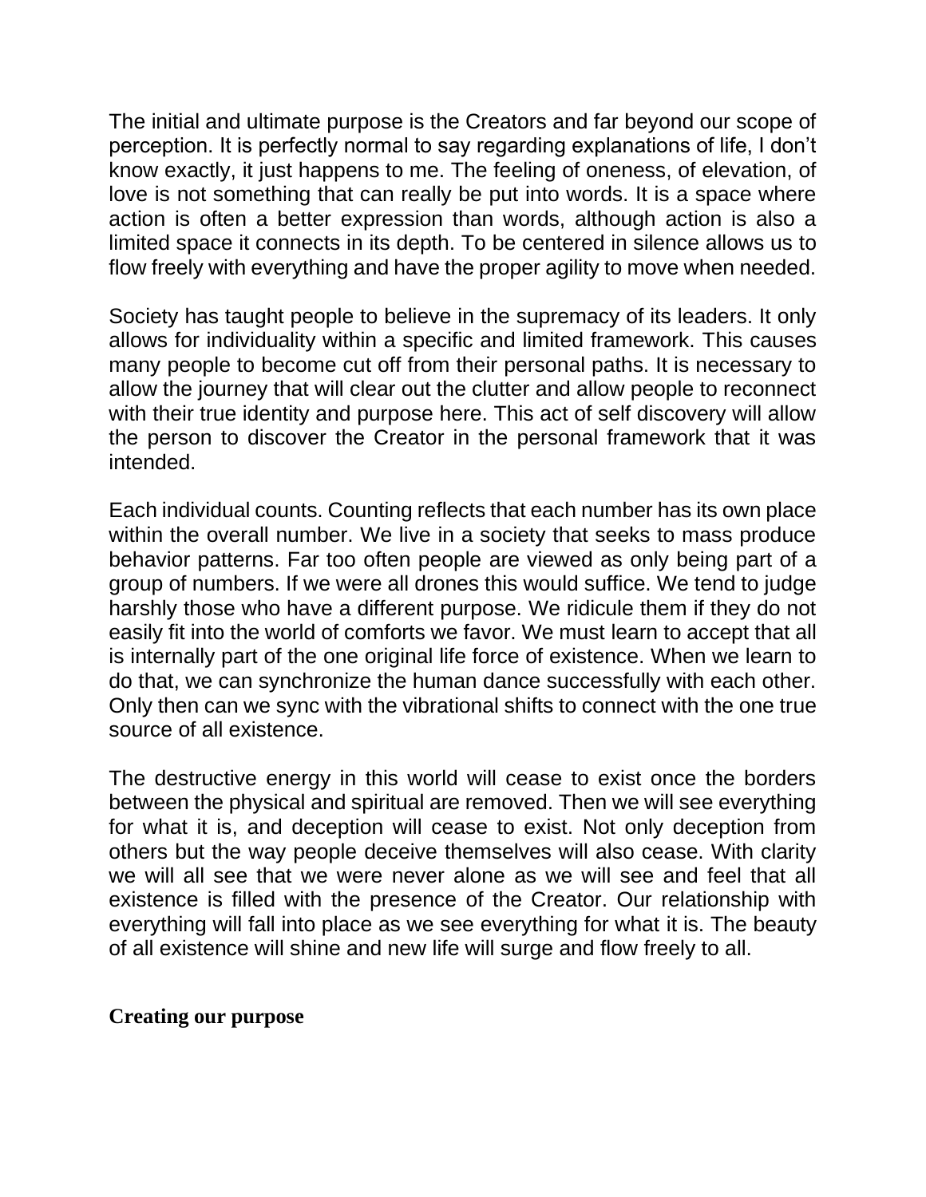The initial and ultimate purpose is the Creators and far beyond our scope of perception. It is perfectly normal to say regarding explanations of life, I don't know exactly, it just happens to me. The feeling of oneness, of elevation, of love is not something that can really be put into words. It is a space where action is often a better expression than words, although action is also a limited space it connects in its depth. To be centered in silence allows us to flow freely with everything and have the proper agility to move when needed.

Society has taught people to believe in the supremacy of its leaders. It only allows for individuality within a specific and limited framework. This causes many people to become cut off from their personal paths. It is necessary to allow the journey that will clear out the clutter and allow people to reconnect with their true identity and purpose here. This act of self discovery will allow the person to discover the Creator in the personal framework that it was intended.

Each individual counts. Counting reflects that each number has its own place within the overall number. We live in a society that seeks to mass produce behavior patterns. Far too often people are viewed as only being part of a group of numbers. If we were all drones this would suffice. We tend to judge harshly those who have a different purpose. We ridicule them if they do not easily fit into the world of comforts we favor. We must learn to accept that all is internally part of the one original life force of existence. When we learn to do that, we can synchronize the human dance successfully with each other. Only then can we sync with the vibrational shifts to connect with the one true source of all existence.

The destructive energy in this world will cease to exist once the borders between the physical and spiritual are removed. Then we will see everything for what it is, and deception will cease to exist. Not only deception from others but the way people deceive themselves will also cease. With clarity we will all see that we were never alone as we will see and feel that all existence is filled with the presence of the Creator. Our relationship with everything will fall into place as we see everything for what it is. The beauty of all existence will shine and new life will surge and flow freely to all.

**Creating our purpose**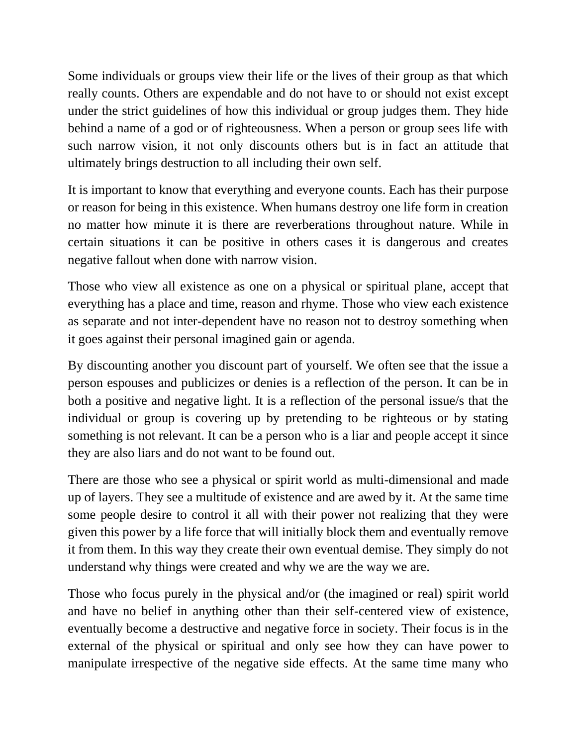Some individuals or groups view their life or the lives of their group as that which really counts. Others are expendable and do not have to or should not exist except under the strict guidelines of how this individual or group judges them. They hide behind a name of a god or of righteousness. When a person or group sees life with such narrow vision, it not only discounts others but is in fact an attitude that ultimately brings destruction to all including their own self.

It is important to know that everything and everyone counts. Each has their purpose or reason for being in this existence. When humans destroy one life form in creation no matter how minute it is there are reverberations throughout nature. While in certain situations it can be positive in others cases it is dangerous and creates negative fallout when done with narrow vision.

Those who view all existence as one on a physical or spiritual plane, accept that everything has a place and time, reason and rhyme. Those who view each existence as separate and not inter-dependent have no reason not to destroy something when it goes against their personal imagined gain or agenda.

By discounting another you discount part of yourself. We often see that the issue a person espouses and publicizes or denies is a reflection of the person. It can be in both a positive and negative light. It is a reflection of the personal issue/s that the individual or group is covering up by pretending to be righteous or by stating something is not relevant. It can be a person who is a liar and people accept it since they are also liars and do not want to be found out.

There are those who see a physical or spirit world as multi-dimensional and made up of layers. They see a multitude of existence and are awed by it. At the same time some people desire to control it all with their power not realizing that they were given this power by a life force that will initially block them and eventually remove it from them. In this way they create their own eventual demise. They simply do not understand why things were created and why we are the way we are.

Those who focus purely in the physical and/or (the imagined or real) spirit world and have no belief in anything other than their self-centered view of existence, eventually become a destructive and negative force in society. Their focus is in the external of the physical or spiritual and only see how they can have power to manipulate irrespective of the negative side effects. At the same time many who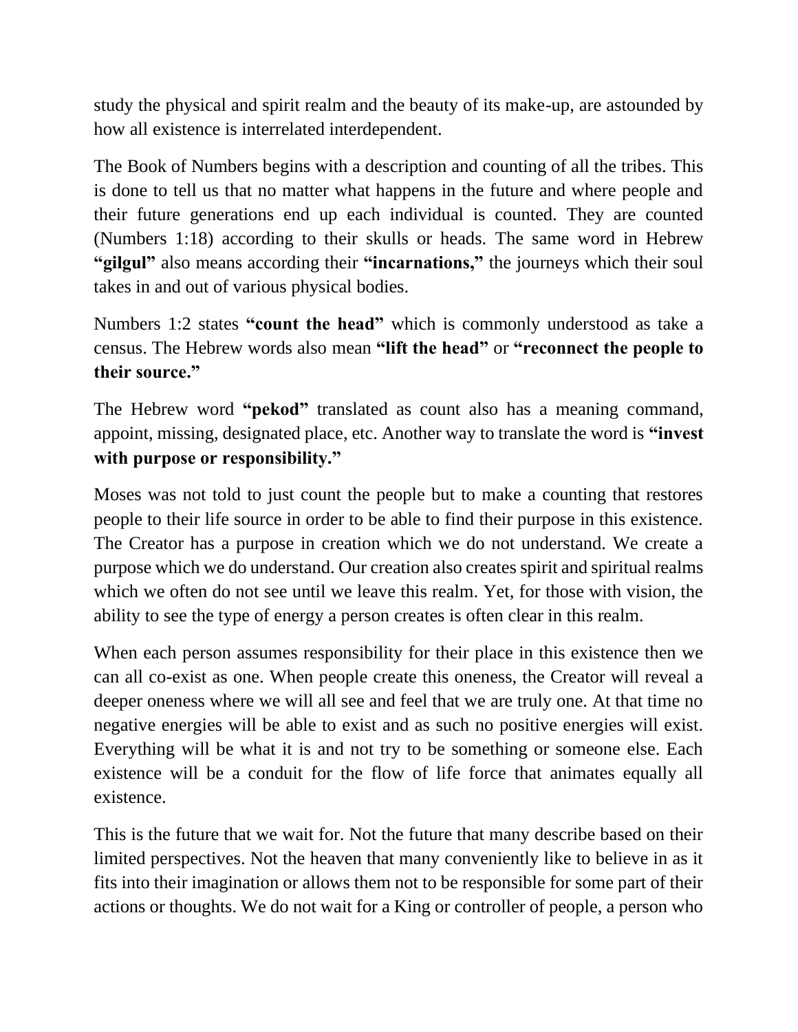study the physical and spirit realm and the beauty of its make-up, are astounded by how all existence is interrelated interdependent.

The Book of Numbers begins with a description and counting of all the tribes. This is done to tell us that no matter what happens in the future and where people and their future generations end up each individual is counted. They are counted (Numbers 1:18) according to their skulls or heads. The same word in Hebrew **"gilgul"** also means according their **"incarnations,"** the journeys which their soul takes in and out of various physical bodies.

Numbers 1:2 states **"count the head"** which is commonly understood as take a census. The Hebrew words also mean **"lift the head"** or **"reconnect the people to their source."**

The Hebrew word **"pekod"** translated as count also has a meaning command, appoint, missing, designated place, etc. Another way to translate the word is **"invest with purpose or responsibility."**

Moses was not told to just count the people but to make a counting that restores people to their life source in order to be able to find their purpose in this existence. The Creator has a purpose in creation which we do not understand. We create a purpose which we do understand. Our creation also creates spirit and spiritual realms which we often do not see until we leave this realm. Yet, for those with vision, the ability to see the type of energy a person creates is often clear in this realm.

When each person assumes responsibility for their place in this existence then we can all co-exist as one. When people create this oneness, the Creator will reveal a deeper oneness where we will all see and feel that we are truly one. At that time no negative energies will be able to exist and as such no positive energies will exist. Everything will be what it is and not try to be something or someone else. Each existence will be a conduit for the flow of life force that animates equally all existence.

This is the future that we wait for. Not the future that many describe based on their limited perspectives. Not the heaven that many conveniently like to believe in as it fits into their imagination or allows them not to be responsible for some part of their actions or thoughts. We do not wait for a King or controller of people, a person who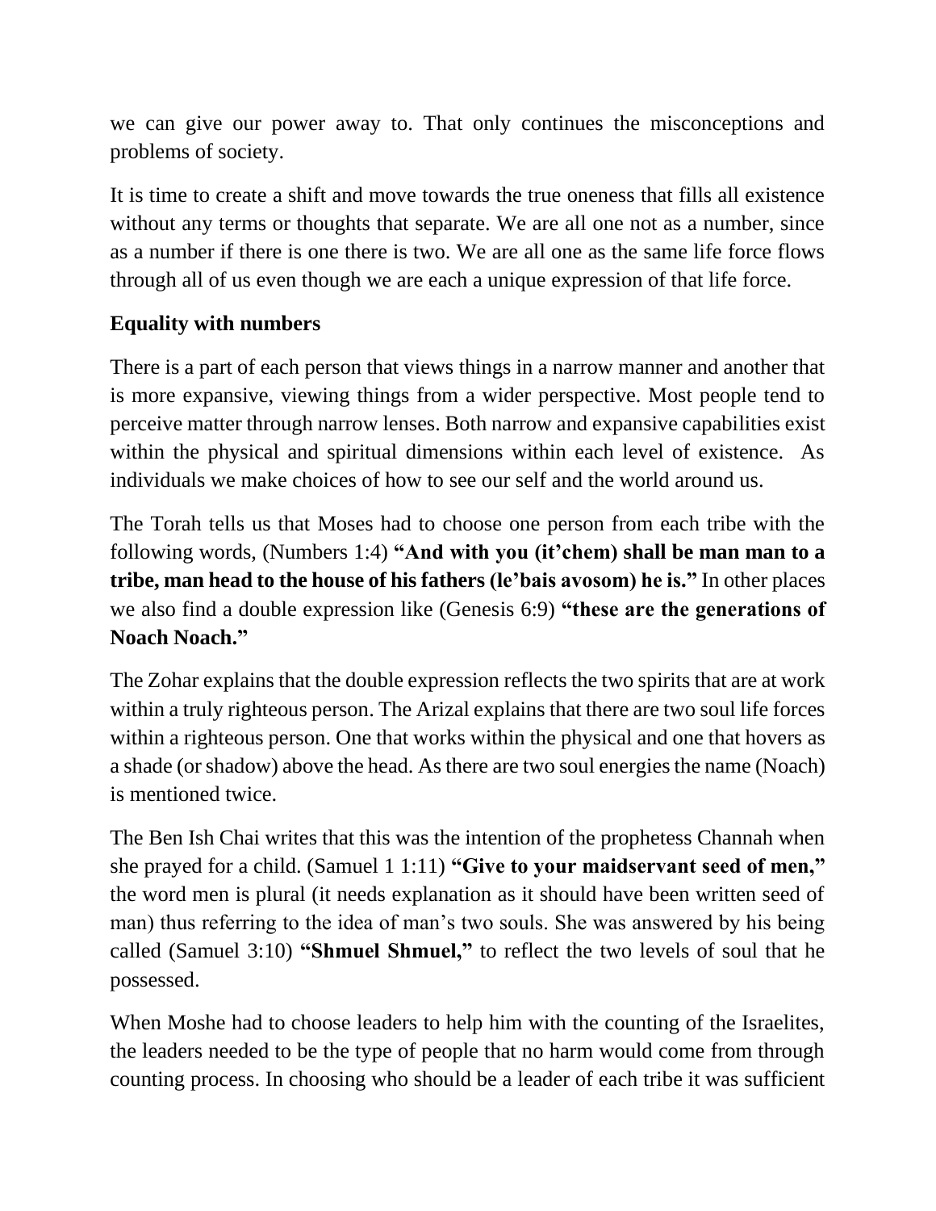we can give our power away to. That only continues the misconceptions and problems of society.

It is time to create a shift and move towards the true oneness that fills all existence without any terms or thoughts that separate. We are all one not as a number, since as a number if there is one there is two. We are all one as the same life force flows through all of us even though we are each a unique expression of that life force.

**Equality with numbers**

There is a part of each person that views things in a narrow manner and another that is more expansive, viewing things from a wider perspective. Most people tend to perceive matter through narrow lenses. Both narrow and expansive capabilities exist within the physical and spiritual dimensions within each level of existence. As individuals we make choices of how to see our self and the world around us.

The Torah tells us that Moses had to choose one person from each tribe with the following words, (Numbers 1:4) **"And with you (it'chem) shall be man man to a tribe, man head to the house of his fathers (le'bais avosom) he is."** In other places we also find a double expression like (Genesis 6:9) **"these are the generations of Noach Noach."**

The Zohar explains that the double expression reflects the two spirits that are at work within a truly righteous person. The Arizal explains that there are two soul life forces within a righteous person. One that works within the physical and one that hovers as a shade (or shadow) above the head. As there are two soul energies the name (Noach) is mentioned twice.

The Ben Ish Chai writes that this was the intention of the prophetess Channah when she prayed for a child. (Samuel 1 1:11) **"Give to your maidservant seed of men,"** the word men is plural (it needs explanation as it should have been written seed of man) thus referring to the idea of man's two souls. She was answered by his being called (Samuel 3:10) **"Shmuel Shmuel,"** to reflect the two levels of soul that he possessed.

When Moshe had to choose leaders to help him with the counting of the Israelites, the leaders needed to be the type of people that no harm would come from through counting process. In choosing who should be a leader of each tribe it was sufficient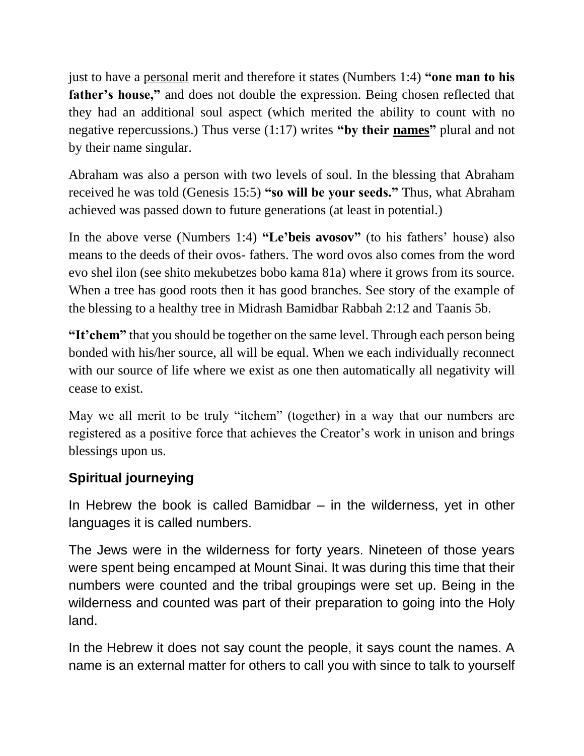just to have a <u>personal</u> merit and therefore it states (Numbers 1:4) **"one man to his father's house,"** and does not double the expression. Being chosen reflected that they had an additional soul aspect (which merited the ability to count with no negative repercussions.) Thus verse (1:17) writes **"by their <u>names</u>"** plural and not by their <u>name</u> singular.

Abraham was also a person with two levels of soul. In the blessing that Abraham received he was told (Genesis 15:5) **"so will be your seeds."** Thus, what Abraham achieved was passed down to future generations (at least in potential.)

In the above verse (Numbers 1:4) **"Le'beis avosov"** (to his fathers' house) also means to the deeds of their ovos- fathers. The word ovos also comes from the word evo shel ilon (see shito mekubetzes bobo kama 81a) where it grows from its source. When a tree has good roots then it has good branches. See story of the example of the blessing to a healthy tree in Midrash Bamidbar Rabbah 2:12 and Taanis 5b.

**"It'chem"** that you should be together on the same level. Through each person being bonded with his/her source, all will be equal. When we each individually reconnect with our source of life where we exist as one then automatically all negativity will cease to exist.

May we all merit to be truly "itchem" (together) in a way that our numbers are registered as a positive force that achieves the Creator's work in unison and brings blessings upon us.

## Spiritual journeying

In Hebrew the book is called Bamidbar – in the wilderness, yet in other languages it is called numbers.

The Jews were in the wilderness for forty years. Nineteen of those years were spent being encamped at Mount Sinai. It was during this time that their numbers were counted and the tribal groupings were set up. Being in the wilderness and counted was part of their preparation to going into the Holy land.

In the Hebrew it does not say count the people, it says count the names. A name is an external matter for others to call you with since to talk to yourself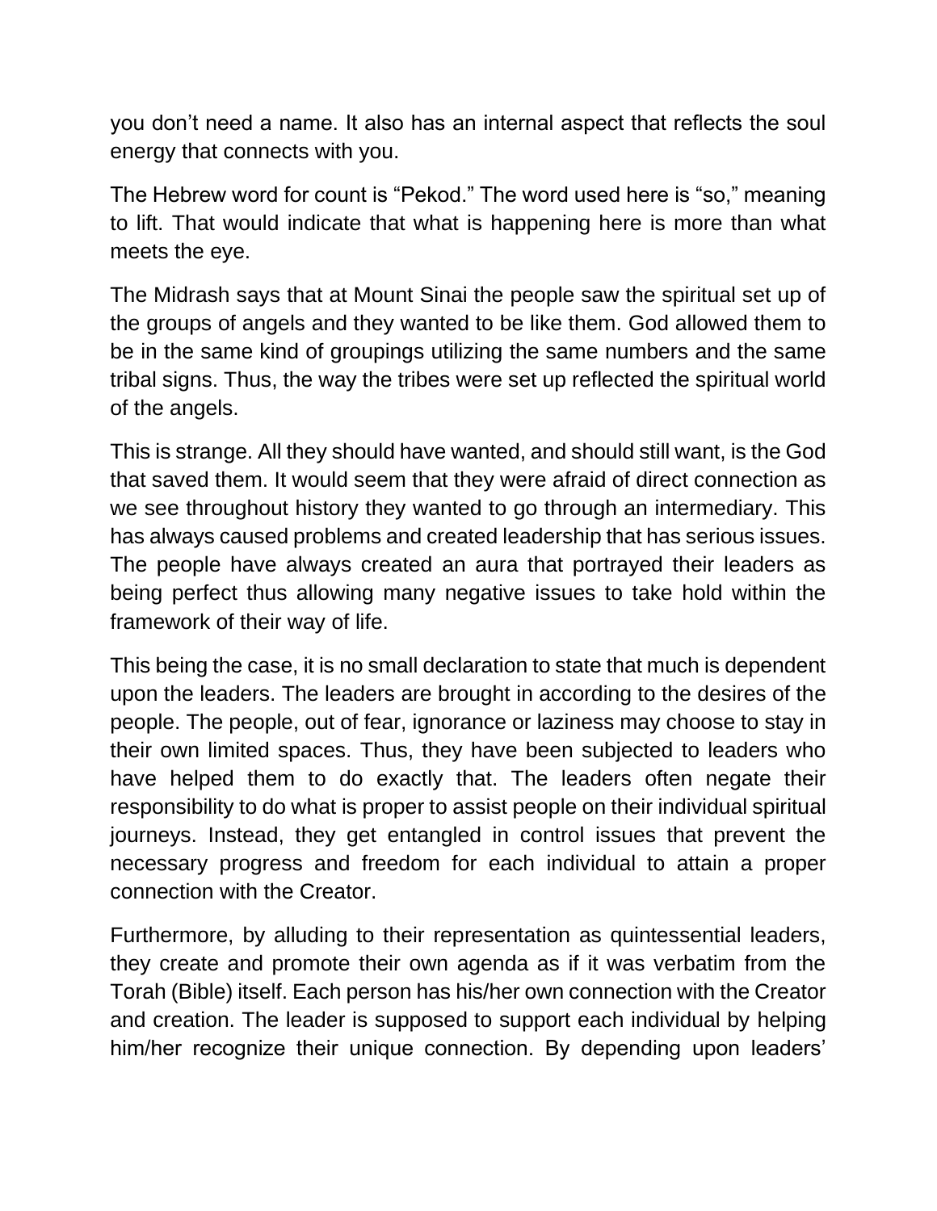you don't need a name. It also has an internal aspect that reflects the soul energy that connects with you.

The Hebrew word for count is "Pekod." The word used here is "so," meaning to lift. That would indicate that what is happening here is more than what meets the eye.

The Midrash says that at Mount Sinai the people saw the spiritual set up of the groups of angels and they wanted to be like them. God allowed them to be in the same kind of groupings utilizing the same numbers and the same tribal signs. Thus, the way the tribes were set up reflected the spiritual world of the angels.

This is strange. All they should have wanted, and should still want, is the God that saved them. It would seem that they were afraid of direct connection as we see throughout history they wanted to go through an intermediary. This has always caused problems and created leadership that has serious issues. The people have always created an aura that portrayed their leaders as being perfect thus allowing many negative issues to take hold within the framework of their way of life.

This being the case, it is no small declaration to state that much is dependent upon the leaders. The leaders are brought in according to the desires of the people. The people, out of fear, ignorance or laziness may choose to stay in their own limited spaces. Thus, they have been subjected to leaders who have helped them to do exactly that. The leaders often negate their responsibility to do what is proper to assist people on their individual spiritual journeys. Instead, they get entangled in control issues that prevent the necessary progress and freedom for each individual to attain a proper connection with the Creator.

Furthermore, by alluding to their representation as quintessential leaders, they create and promote their own agenda as if it was verbatim from the Torah (Bible) itself. Each person has his/her own connection with the Creator and creation. The leader is supposed to support each individual by helping him/her recognize their unique connection. By depending upon leaders'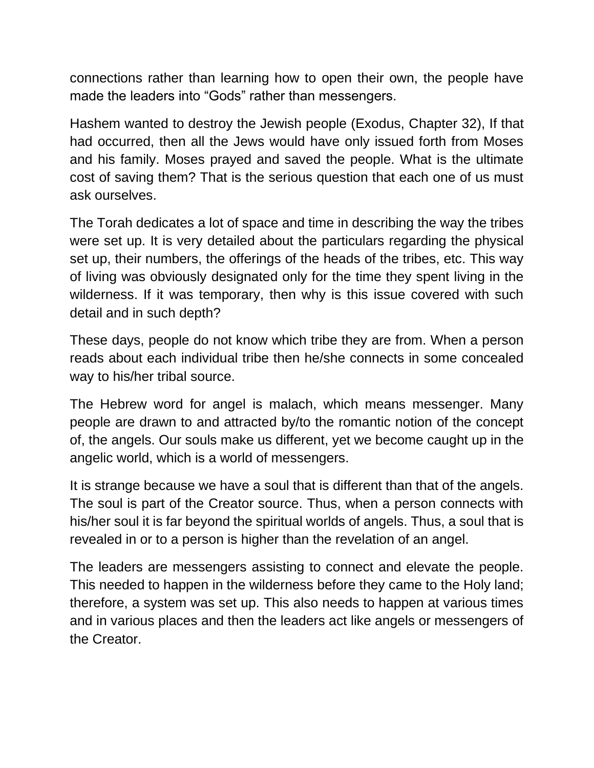connections rather than learning how to open their own, the people have made the leaders into “Gods” rather than messengers.

Hashem wanted to destroy the Jewish people (Exodus, Chapter 32), If that had occurred, then all the Jews would have only issued forth from Moses and his family. Moses prayed and saved the people. What is the ultimate cost of saving them? That is the serious question that each one of us must ask ourselves.

The Torah dedicates a lot of space and time in describing the way the tribes were set up. It is very detailed about the particulars regarding the physical set up, their numbers, the offerings of the heads of the tribes, etc. This way of living was obviously designated only for the time they spent living in the wilderness. If it was temporary, then why is this issue covered with such detail and in such depth?

These days, people do not know which tribe they are from. When a person reads about each individual tribe then he/she connects in some concealed way to his/her tribal source.

The Hebrew word for angel is malach, which means messenger. Many people are drawn to and attracted by/to the romantic notion of the concept of, the angels. Our souls make us different, yet we become caught up in the angelic world, which is a world of messengers.

It is strange because we have a soul that is different than that of the angels. The soul is part of the Creator source. Thus, when a person connects with his/her soul it is far beyond the spiritual worlds of angels. Thus, a soul that is revealed in or to a person is higher than the revelation of an angel.

The leaders are messengers assisting to connect and elevate the people. This needed to happen in the wilderness before they came to the Holy land; therefore, a system was set up. This also needs to happen at various times and in various places and then the leaders act like angels or messengers of the Creator.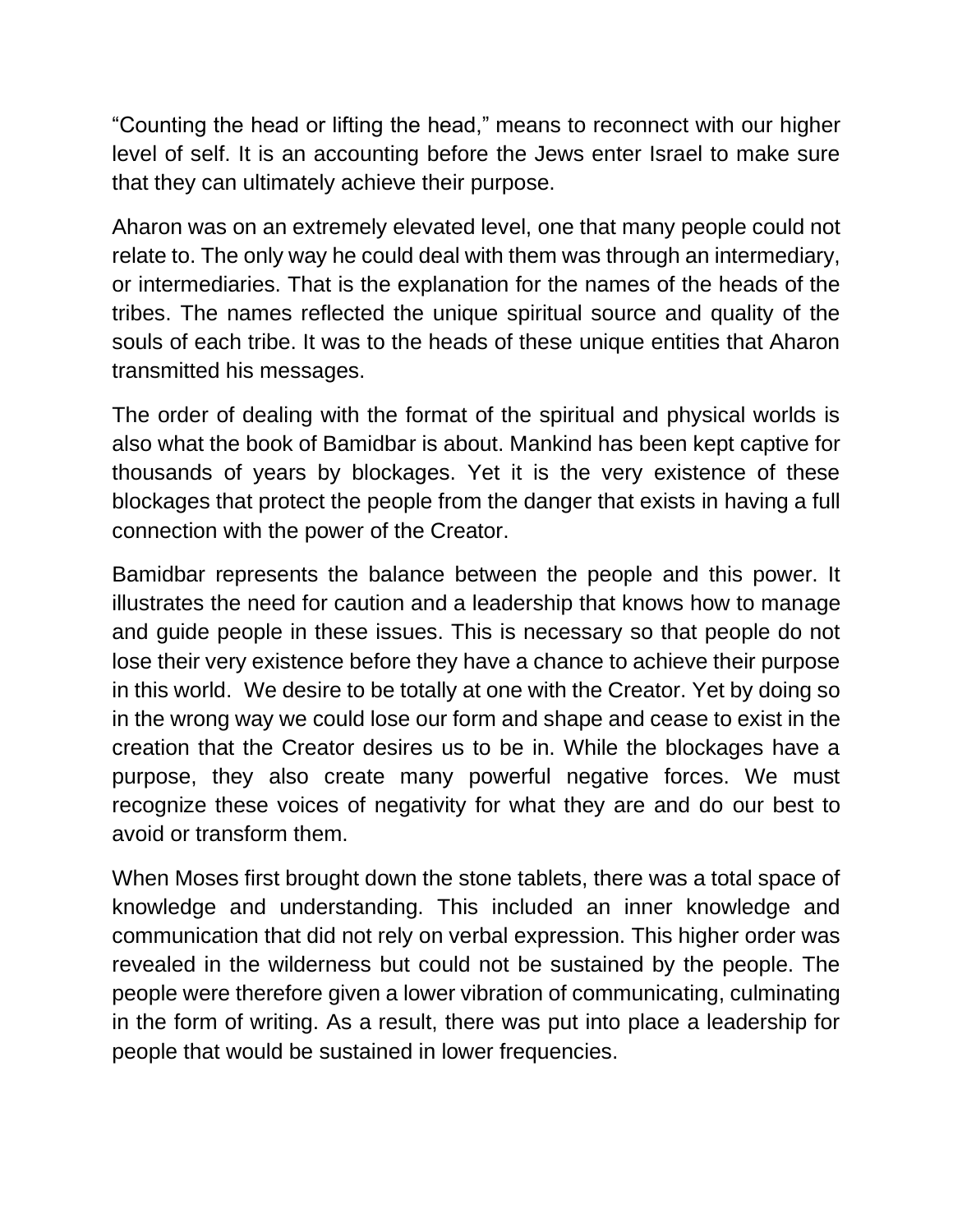“Counting the head or lifting the head,” means to reconnect with our higher level of self. It is an accounting before the Jews enter Israel to make sure that they can ultimately achieve their purpose.

Aharon was on an extremely elevated level, one that many people could not relate to. The only way he could deal with them was through an intermediary, or intermediaries. That is the explanation for the names of the heads of the tribes. The names reflected the unique spiritual source and quality of the souls of each tribe. It was to the heads of these unique entities that Aharon transmitted his messages.

The order of dealing with the format of the spiritual and physical worlds is also what the book of Bamidbar is about. Mankind has been kept captive for thousands of years by blockages. Yet it is the very existence of these blockages that protect the people from the danger that exists in having a full connection with the power of the Creator.

Bamidbar represents the balance between the people and this power. It illustrates the need for caution and a leadership that knows how to manage and guide people in these issues. This is necessary so that people do not lose their very existence before they have a chance to achieve their purpose in this world. We desire to be totally at one with the Creator. Yet by doing so in the wrong way we could lose our form and shape and cease to exist in the creation that the Creator desires us to be in. While the blockages have a purpose, they also create many powerful negative forces. We must recognize these voices of negativity for what they are and do our best to avoid or transform them.

When Moses first brought down the stone tablets, there was a total space of knowledge and understanding. This included an inner knowledge and communication that did not rely on verbal expression. This higher order was revealed in the wilderness but could not be sustained by the people. The people were therefore given a lower vibration of communicating, culminating in the form of writing. As a result, there was put into place a leadership for people that would be sustained in lower frequencies.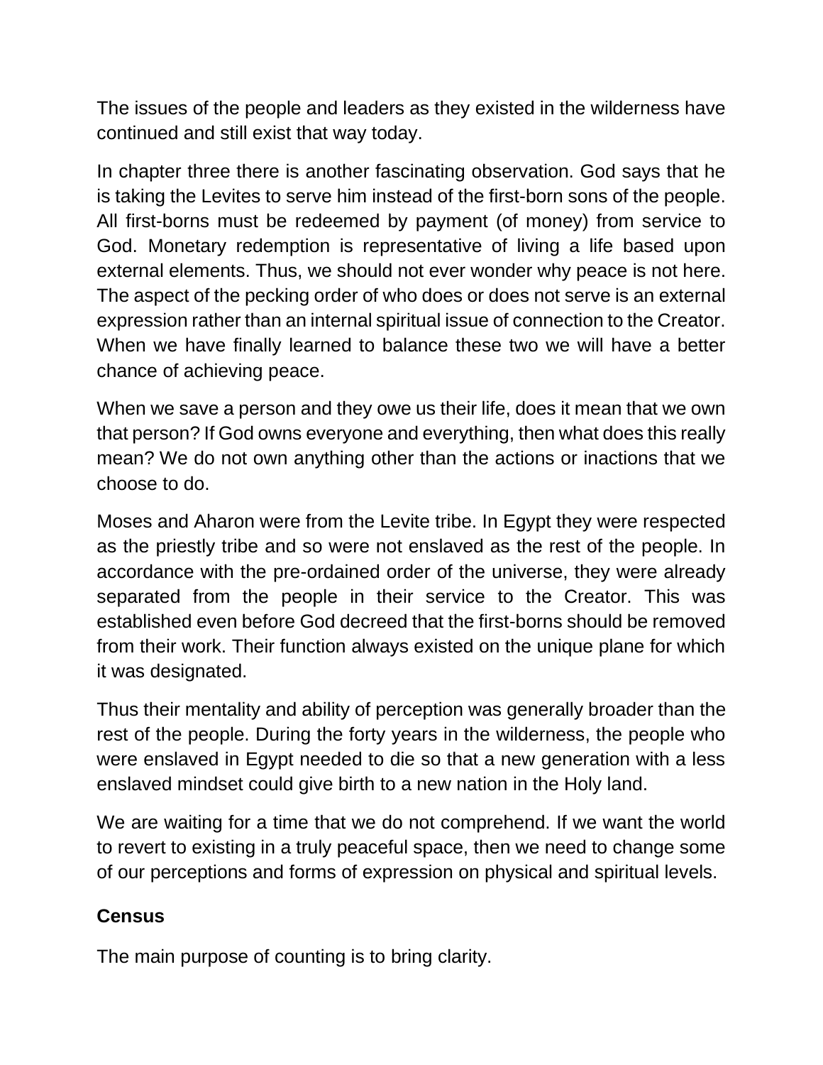The issues of the people and leaders as they existed in the wilderness have continued and still exist that way today.

In chapter three there is another fascinating observation. God says that he is taking the Levites to serve him instead of the first-born sons of the people. All first-borns must be redeemed by payment (of money) from service to God. Monetary redemption is representative of living a life based upon external elements. Thus, we should not ever wonder why peace is not here. The aspect of the pecking order of who does or does not serve is an external expression rather than an internal spiritual issue of connection to the Creator. When we have finally learned to balance these two we will have a better chance of achieving peace.

When we save a person and they owe us their life, does it mean that we own that person? If God owns everyone and everything, then what does this really mean? We do not own anything other than the actions or inactions that we choose to do.

Moses and Aharon were from the Levite tribe. In Egypt they were respected as the priestly tribe and so were not enslaved as the rest of the people. In accordance with the pre-ordained order of the universe, they were already separated from the people in their service to the Creator. This was established even before God decreed that the first-borns should be removed from their work. Their function always existed on the unique plane for which it was designated.

Thus their mentality and ability of perception was generally broader than the rest of the people. During the forty years in the wilderness, the people who were enslaved in Egypt needed to die so that a new generation with a less enslaved mindset could give birth to a new nation in the Holy land.

We are waiting for a time that we do not comprehend. If we want the world to revert to existing in a truly peaceful space, then we need to change some of our perceptions and forms of expression on physical and spiritual levels.

**Census**

The main purpose of counting is to bring clarity.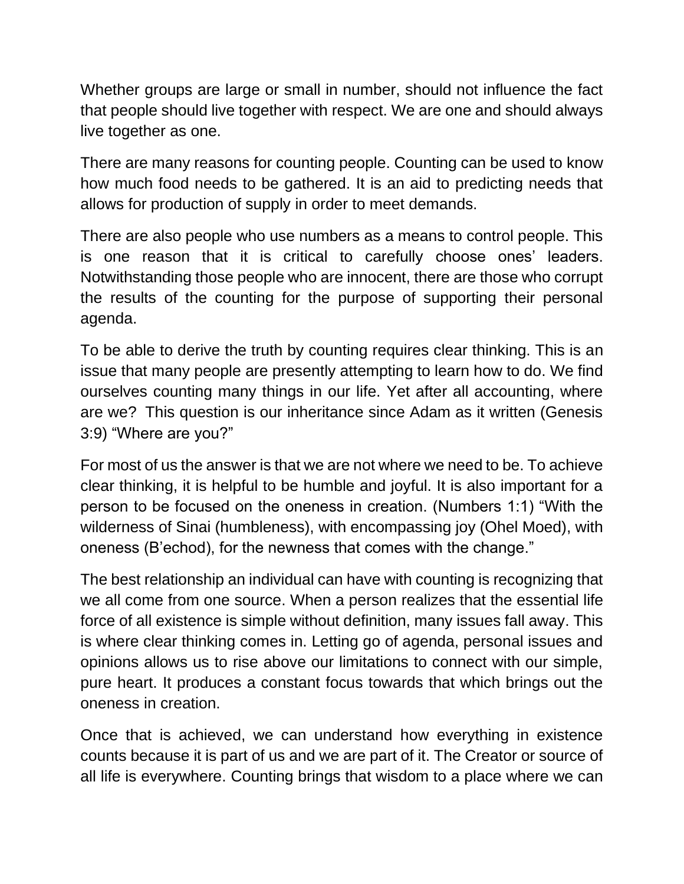Whether groups are large or small in number, should not influence the fact that people should live together with respect. We are one and should always live together as one.

There are many reasons for counting people. Counting can be used to know how much food needs to be gathered. It is an aid to predicting needs that allows for production of supply in order to meet demands.

There are also people who use numbers as a means to control people. This is one reason that it is critical to carefully choose ones' leaders. Notwithstanding those people who are innocent, there are those who corrupt the results of the counting for the purpose of supporting their personal agenda.

To be able to derive the truth by counting requires clear thinking. This is an issue that many people are presently attempting to learn how to do. We find ourselves counting many things in our life. Yet after all accounting, where are we? This question is our inheritance since Adam as it written (Genesis 3:9) "Where are you?"

For most of us the answer is that we are not where we need to be. To achieve clear thinking, it is helpful to be humble and joyful. It is also important for a person to be focused on the oneness in creation. (Numbers 1:1) "With the wilderness of Sinai (humbleness), with encompassing joy (Ohel Moed), with oneness (B'echod), for the newness that comes with the change."

The best relationship an individual can have with counting is recognizing that we all come from one source. When a person realizes that the essential life force of all existence is simple without definition, many issues fall away. This is where clear thinking comes in. Letting go of agenda, personal issues and opinions allows us to rise above our limitations to connect with our simple, pure heart. It produces a constant focus towards that which brings out the oneness in creation.

Once that is achieved, we can understand how everything in existence counts because it is part of us and we are part of it. The Creator or source of all life is everywhere. Counting brings that wisdom to a place where we can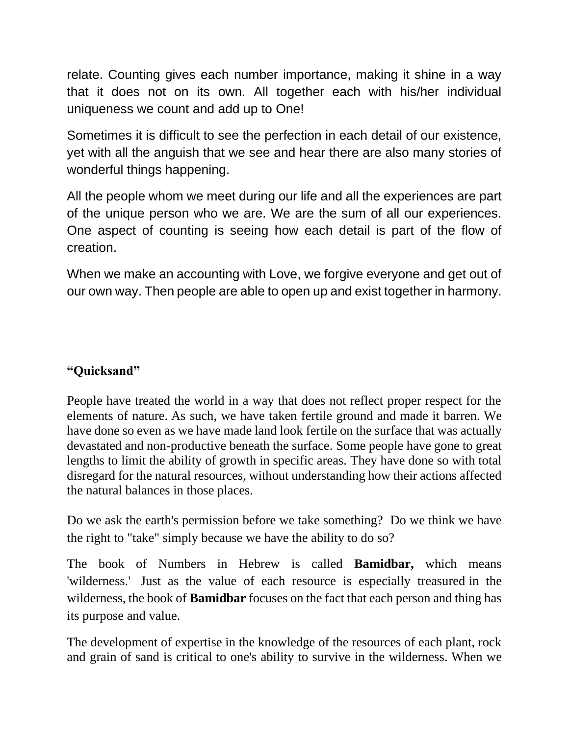relate. Counting gives each number importance, making it shine in a way that it does not on its own. All together each with his/her individual uniqueness we count and add up to One!

Sometimes it is difficult to see the perfection in each detail of our existence, yet with all the anguish that we see and hear there are also many stories of wonderful things happening.

All the people whom we meet during our life and all the experiences are part of the unique person who we are. We are the sum of all our experiences. One aspect of counting is seeing how each detail is part of the flow of creation.

When we make an accounting with Love, we forgive everyone and get out of our own way. Then people are able to open up and exist together in harmony.

### "Quicksand"

People have treated the world in a way that does not reflect proper respect for the elements of nature. As such, we have taken fertile ground and made it barren. We have done so even as we have made land look fertile on the surface that was actually devastated and non-productive beneath the surface. Some people have gone to great lengths to limit the ability of growth in specific areas. They have done so with total disregard for the natural resources, without understanding how their actions affected the natural balances in those places.

Do we ask the earth's permission before we take something? Do we think we have the right to "take" simply because we have the ability to do so?

The book of Numbers in Hebrew is called **Bamidbar,** which means 'wilderness.' Just as the value of each resource is especially treasured in the wilderness, the book of **Bamidbar** focuses on the fact that each person and thing has its purpose and value.

The development of expertise in the knowledge of the resources of each plant, rock and grain of sand is critical to one's ability to survive in the wilderness. When we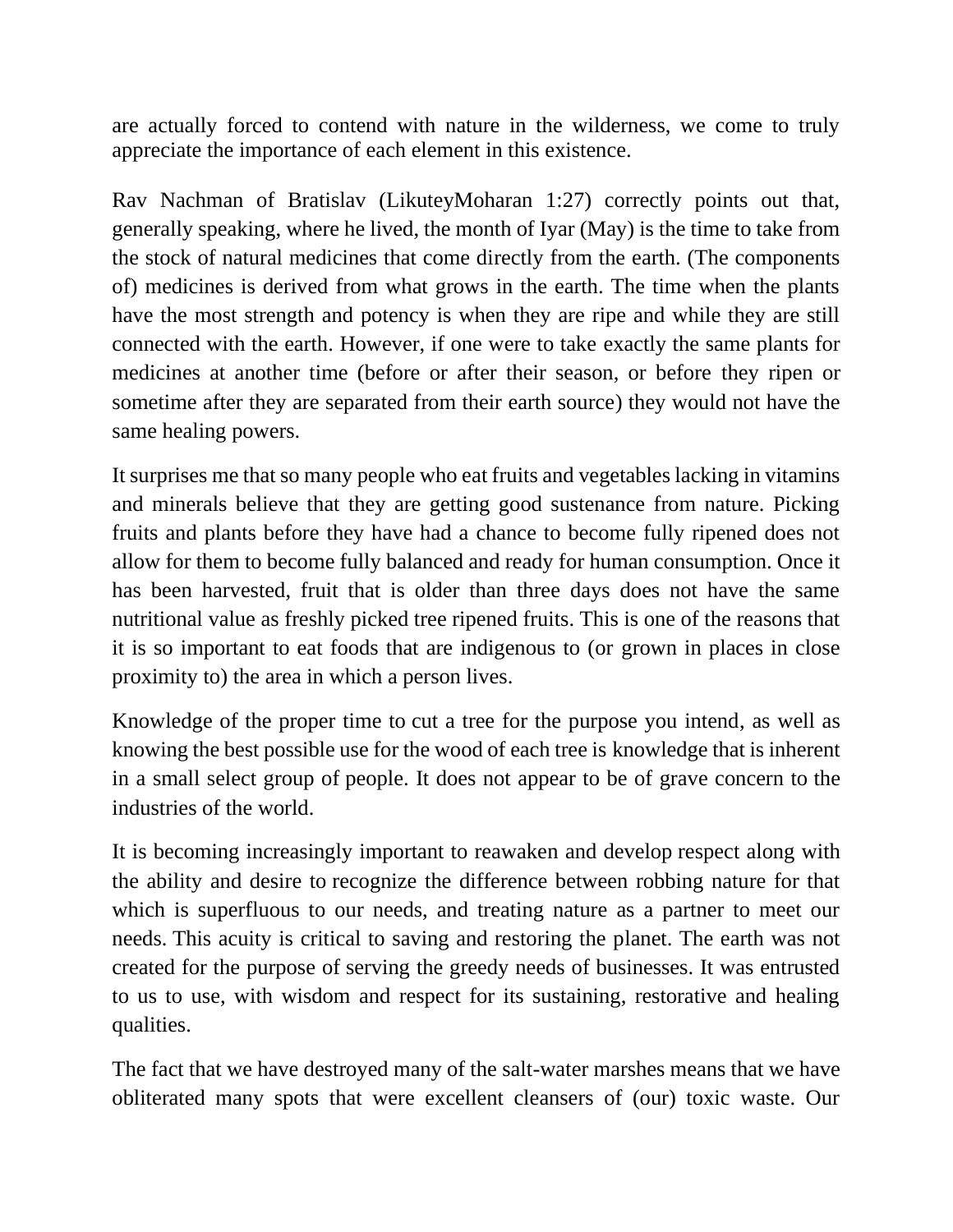are actually forced to contend with nature in the wilderness, we come to truly appreciate the importance of each element in this existence.

Rav Nachman of Bratislav (LikuteyMoharan 1:27) correctly points out that, generally speaking, where he lived, the month of Iyar (May) is the time to take from the stock of natural medicines that come directly from the earth. (The components of) medicines is derived from what grows in the earth. The time when the plants have the most strength and potency is when they are ripe and while they are still connected with the earth. However, if one were to take exactly the same plants for medicines at another time (before or after their season, or before they ripen or sometime after they are separated from their earth source) they would not have the same healing powers.

It surprises me that so many people who eat fruits and vegetables lacking in vitamins and minerals believe that they are getting good sustenance from nature. Picking fruits and plants before they have had a chance to become fully ripened does not allow for them to become fully balanced and ready for human consumption. Once it has been harvested, fruit that is older than three days does not have the same nutritional value as freshly picked tree ripened fruits. This is one of the reasons that it is so important to eat foods that are indigenous to (or grown in places in close proximity to) the area in which a person lives.

Knowledge of the proper time to cut a tree for the purpose you intend, as well as knowing the best possible use for the wood of each tree is knowledge that is inherent in a small select group of people. It does not appear to be of grave concern to the industries of the world.

It is becoming increasingly important to reawaken and develop respect along with the ability and desire to recognize the difference between robbing nature for that which is superfluous to our needs, and treating nature as a partner to meet our needs. This acuity is critical to saving and restoring the planet. The earth was not created for the purpose of serving the greedy needs of businesses. It was entrusted to us to use, with wisdom and respect for its sustaining, restorative and healing qualities.

The fact that we have destroyed many of the salt-water marshes means that we have obliterated many spots that were excellent cleansers of (our) toxic waste. Our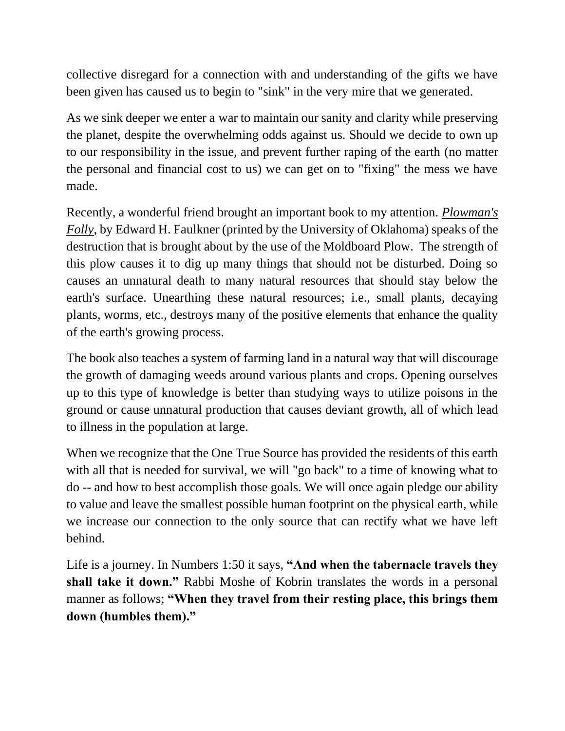collective disregard for a connection with and understanding of the gifts we have been given has caused us to begin to "sink" in the very mire that we generated.

As we sink deeper we enter a war to maintain our sanity and clarity while preserving the planet, despite the overwhelming odds against us. Should we decide to own up to our responsibility in the issue, and prevent further raping of the earth (no matter the personal and financial cost to us) we can get on to "fixing" the mess we have made.

Recently, a wonderful friend brought an important book to my attention. ***Plowman's Folly***, by Edward H. Faulkner (printed by the University of Oklahoma) speaks of the destruction that is brought about by the use of the Moldboard Plow.  The strength of this plow causes it to dig up many things that should not be disturbed. Doing so causes an unnatural death to many natural resources that should stay below the earth's surface. Unearthing these natural resources; i.e., small plants, decaying plants, worms, etc., destroys many of the positive elements that enhance the quality of the earth's growing process.

The book also teaches a system of farming land in a natural way that will discourage the growth of damaging weeds around various plants and crops. Opening ourselves up to this type of knowledge is better than studying ways to utilize poisons in the ground or cause unnatural production that causes deviant growth, all of which lead to illness in the population at large.

When we recognize that the One True Source has provided the residents of this earth with all that is needed for survival, we will "go back" to a time of knowing what to do -- and how to best accomplish those goals. We will once again pledge our ability to value and leave the smallest possible human footprint on the physical earth, while we increase our connection to the only source that can rectify what we have left behind.

Life is a journey. In Numbers 1:50 it says, **"And when the tabernacle travels they shall take it down."** Rabbi Moshe of Kobrin translates the words in a personal manner as follows; **"When they travel from their resting place, this brings them down (humbles them)."**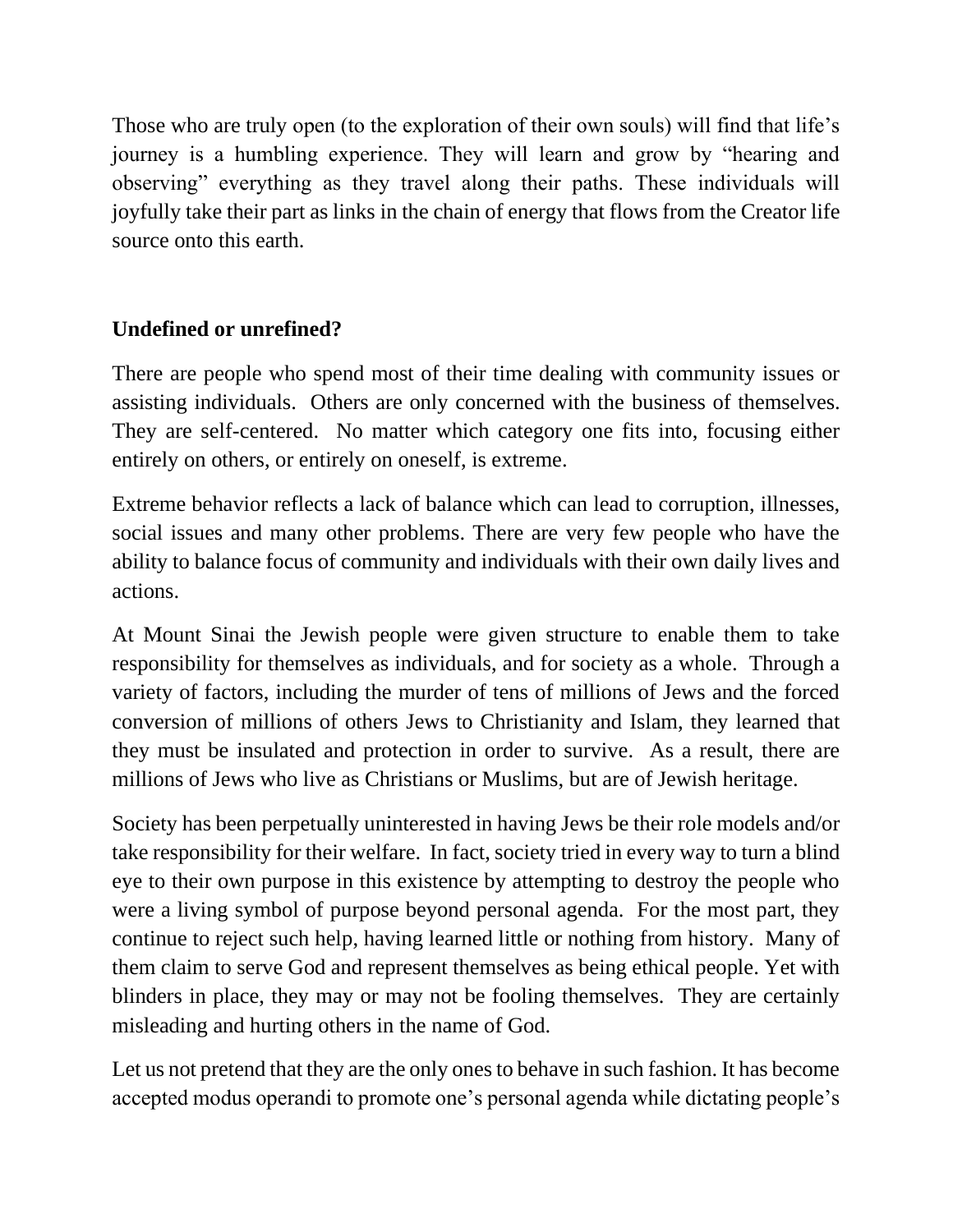Those who are truly open (to the exploration of their own souls) will find that life's journey is a humbling experience. They will learn and grow by "hearing and observing" everything as they travel along their paths. These individuals will joyfully take their part as links in the chain of energy that flows from the Creator life source onto this earth.

**Undefined or unrefined?**

There are people who spend most of their time dealing with community issues or assisting individuals. Others are only concerned with the business of themselves. They are self-centered. No matter which category one fits into, focusing either entirely on others, or entirely on oneself, is extreme.

Extreme behavior reflects a lack of balance which can lead to corruption, illnesses, social issues and many other problems. There are very few people who have the ability to balance focus of community and individuals with their own daily lives and actions.

At Mount Sinai the Jewish people were given structure to enable them to take responsibility for themselves as individuals, and for society as a whole. Through a variety of factors, including the murder of tens of millions of Jews and the forced conversion of millions of others Jews to Christianity and Islam, they learned that they must be insulated and protection in order to survive. As a result, there are millions of Jews who live as Christians or Muslims, but are of Jewish heritage.

Society has been perpetually uninterested in having Jews be their role models and/or take responsibility for their welfare. In fact, society tried in every way to turn a blind eye to their own purpose in this existence by attempting to destroy the people who were a living symbol of purpose beyond personal agenda. For the most part, they continue to reject such help, having learned little or nothing from history. Many of them claim to serve God and represent themselves as being ethical people. Yet with blinders in place, they may or may not be fooling themselves. They are certainly misleading and hurting others in the name of God.

Let us not pretend that they are the only ones to behave in such fashion. It has become accepted modus operandi to promote one's personal agenda while dictating people's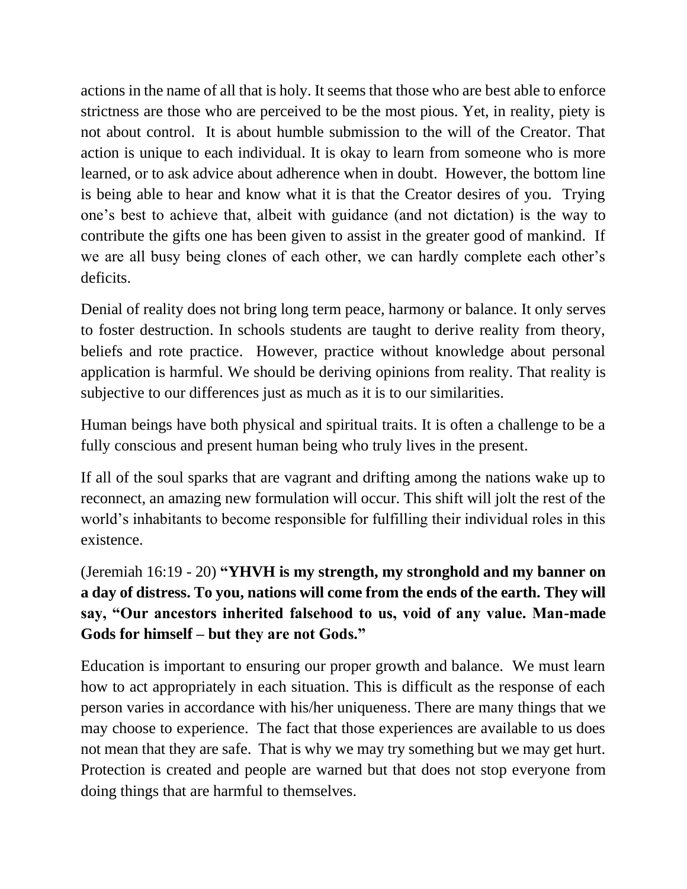actions in the name of all that is holy. It seems that those who are best able to enforce strictness are those who are perceived to be the most pious. Yet, in reality, piety is not about control. It is about humble submission to the will of the Creator. That action is unique to each individual. It is okay to learn from someone who is more learned, or to ask advice about adherence when in doubt. However, the bottom line is being able to hear and know what it is that the Creator desires of you. Trying one's best to achieve that, albeit with guidance (and not dictation) is the way to contribute the gifts one has been given to assist in the greater good of mankind. If we are all busy being clones of each other, we can hardly complete each other's deficits.

Denial of reality does not bring long term peace, harmony or balance. It only serves to foster destruction. In schools students are taught to derive reality from theory, beliefs and rote practice. However, practice without knowledge about personal application is harmful. We should be deriving opinions from reality. That reality is subjective to our differences just as much as it is to our similarities.

Human beings have both physical and spiritual traits. It is often a challenge to be a fully conscious and present human being who truly lives in the present.

If all of the soul sparks that are vagrant and drifting among the nations wake up to reconnect, an amazing new formulation will occur. This shift will jolt the rest of the world's inhabitants to become responsible for fulfilling their individual roles in this existence.

(Jeremiah 16:19 - 20) **"YHVH is my strength, my stronghold and my banner on a day of distress. To you, nations will come from the ends of the earth. They will say, "Our ancestors inherited falsehood to us, void of any value. Man-made Gods for himself – but they are not Gods."**

Education is important to ensuring our proper growth and balance. We must learn how to act appropriately in each situation. This is difficult as the response of each person varies in accordance with his/her uniqueness. There are many things that we may choose to experience. The fact that those experiences are available to us does not mean that they are safe. That is why we may try something but we may get hurt. Protection is created and people are warned but that does not stop everyone from doing things that are harmful to themselves.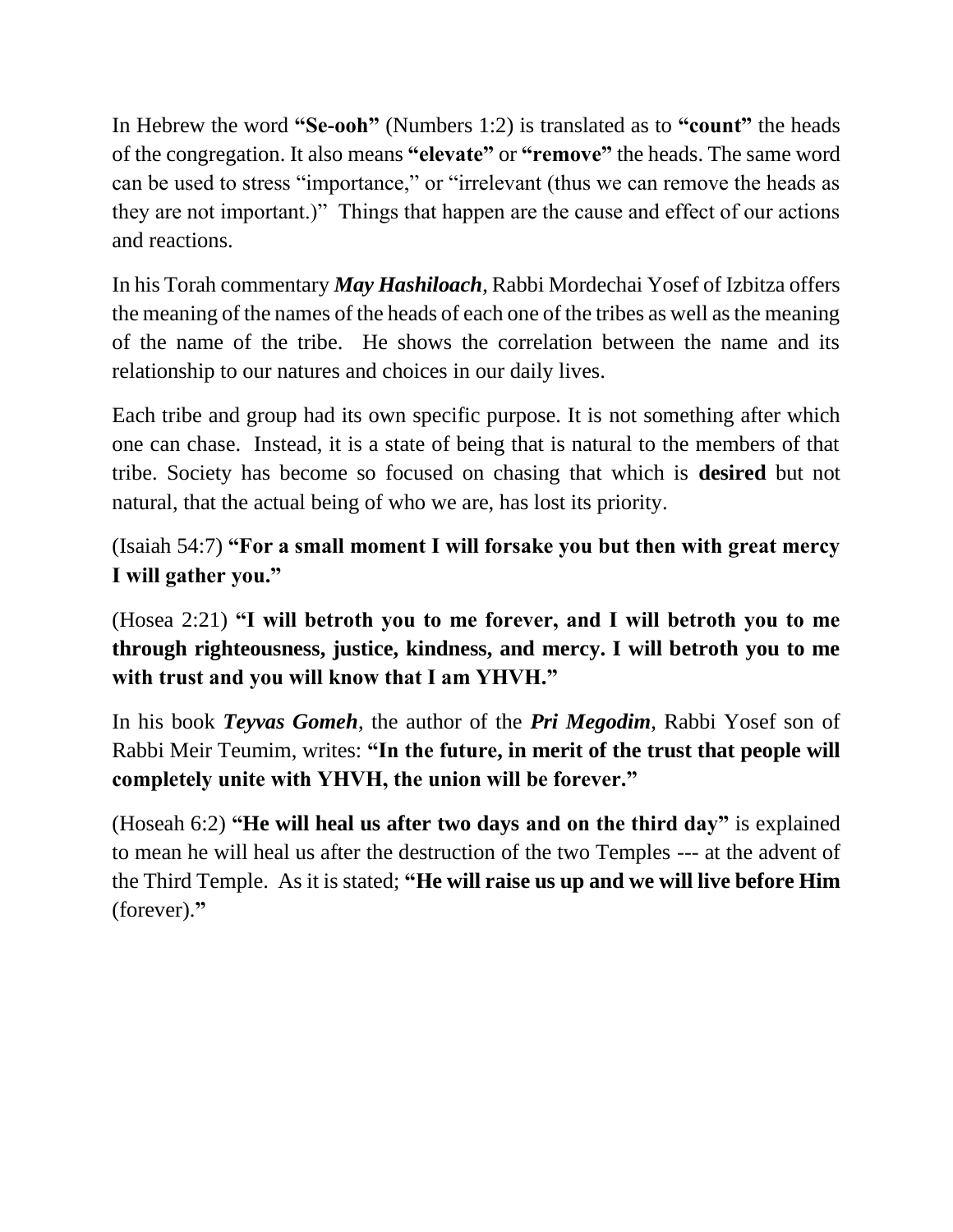In Hebrew the word **"Se-ooh"** (Numbers 1:2) is translated as to **"count"** the heads of the congregation. It also means **"elevate"** or **"remove"** the heads. The same word can be used to stress "importance," or "irrelevant (thus we can remove the heads as they are not important.)" Things that happen are the cause and effect of our actions and reactions.

In his Torah commentary ***May Hashiloach***, Rabbi Mordechai Yosef of Izbitza offers the meaning of the names of the heads of each one of the tribes as well as the meaning of the name of the tribe. He shows the correlation between the name and its relationship to our natures and choices in our daily lives.

Each tribe and group had its own specific purpose. It is not something after which one can chase. Instead, it is a state of being that is natural to the members of that tribe. Society has become so focused on chasing that which is **desired** but not natural, that the actual being of who we are, has lost its priority.

(Isaiah 54:7) **"For a small moment I will forsake you but then with great mercy I will gather you."**

(Hosea 2:21) **"I will betroth you to me forever, and I will betroth you to me through righteousness, justice, kindness, and mercy. I will betroth you to me with trust and you will know that I am YHVH."**

In his book ***Teyvas Gomeh***, the author of the ***Pri Megodim***, Rabbi Yosef son of Rabbi Meir Teumim, writes: **"In the future, in merit of the trust that people will completely unite with YHVH, the union will be forever."**

(Hoseah 6:2) **"He will heal us after two days and on the third day"** is explained to mean he will heal us after the destruction of the two Temples --- at the advent of the Third Temple. As it is stated; **"He will raise us up and we will live before Him** (forever).**"**